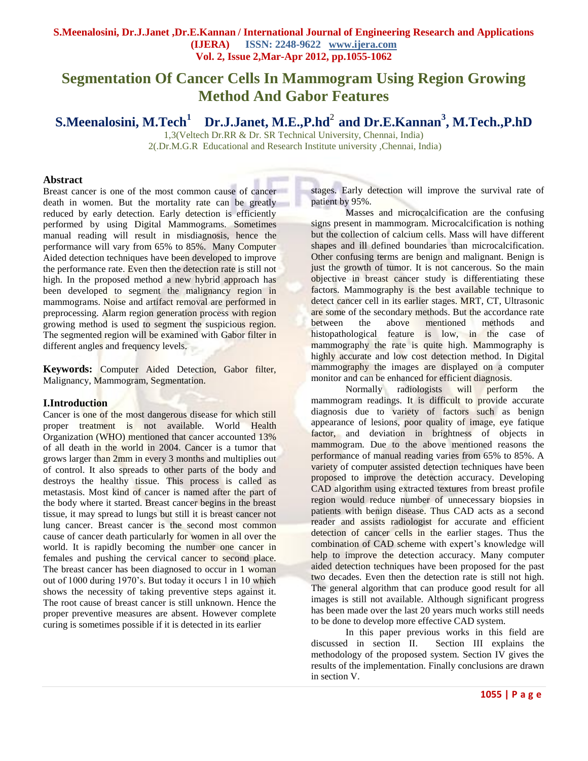# Segmentation Of Cancer Cells In Mammogram Using Region Growing Method And Gabor Features

**S.Meenalosini, M.Tech[1] Dr.J.Janet, M.E.,P.hd[2] and Dr.E.Kannan[3], M.Tech.,P.hD**

1,3(Veltech Dr.RR & Dr. SR Technical University, Chennai, India)
2(.Dr.M.G.R Educational and Research Institute university ,Chennai, India)

## Abstract

Breast cancer is one of the most common cause of cancer death in women. But the mortality rate can be greatly reduced by early detection. Early detection is efficiently performed by using Digital Mammograms. Sometimes manual reading will result in misdiagnosis, hence the performance will vary from 65% to 85%. Many Computer Aided detection techniques have been developed to improve the performance rate. Even then the detection rate is still not high. In the proposed method a new hybrid approach has been developed to segment the malignancy region in mammograms. Noise and artifact removal are performed in preprocessing. Alarm region generation process with region growing method is used to segment the suspicious region. The segmented region will be examined with Gabor filter in different angles and frequency levels.

**Keywords:** Computer Aided Detection, Gabor filter, Malignancy, Mammogram, Segmentation.

## I.Introduction

Cancer is one of the most dangerous disease for which still proper treatment is not available. World Health Organization (WHO) mentioned that cancer accounted 13% of all death in the world in 2004. Cancer is a tumor that grows larger than 2mm in every 3 months and multiplies out of control. It also spreads to other parts of the body and destroys the healthy tissue. This process is called as metastasis. Most kind of cancer is named after the part of the body where it started. Breast cancer begins in the breast tissue, it may spread to lungs but still it is breast cancer not lung cancer. Breast cancer is the second most common cause of cancer death particularly for women in all over the world. It is rapidly becoming the number one cancer in females and pushing the cervical cancer to second place. The breast cancer has been diagnosed to occur in 1 woman out of 1000 during 1970's. But today it occurs 1 in 10 which shows the necessity of taking preventive steps against it. The root cause of breast cancer is still unknown. Hence the proper preventive measures are absent. However complete curing is sometimes possible if it is detected in its earlier stages. Early detection will improve the survival rate of patient by 95%.

Masses and microcalcification are the confusing signs present in mammogram. Microcalcification is nothing but the collection of calcium cells. Mass will have different shapes and ill defined boundaries than microcalcification. Other confusing terms are benign and malignant. Benign is just the growth of tumor. It is not cancerous. So the main objective in breast cancer study is differentiating these factors. Mammography is the best available technique to detect cancer cell in its earlier stages. MRT, CT, Ultrasonic are some of the secondary methods. But the accordance rate between the above mentioned methods and histopathological feature is low, in the case of mammography the rate is quite high. Mammography is highly accurate and low cost detection method. In Digital mammography the images are displayed on a computer monitor and can be enhanced for efficient diagnosis.

Normally radiologists will perform the mammogram readings. It is difficult to provide accurate diagnosis due to variety of factors such as benign appearance of lesions, poor quality of image, eye fatique factor, and deviation in brightness of objects in mammogram. Due to the above mentioned reasons the performance of manual reading varies from 65% to 85%. A variety of computer assisted detection techniques have been proposed to improve the detection accuracy. Developing CAD algorithm using extracted textures from breast profile region would reduce number of unnecessary biopsies in patients with benign disease. Thus CAD acts as a second reader and assists radiologist for accurate and efficient detection of cancer cells in the earlier stages. Thus the combination of CAD scheme with expert's knowledge will help to improve the detection accuracy. Many computer aided detection techniques have been proposed for the past two decades. Even then the detection rate is still not high. The general algorithm that can produce good result for all images is still not available. Although significant progress has been made over the last 20 years much works still needs to be done to develop more effective CAD system.

In this paper previous works in this field are discussed in section II. Section III explains the methodology of the proposed system. Section IV gives the results of the implementation. Finally conclusions are drawn in section V.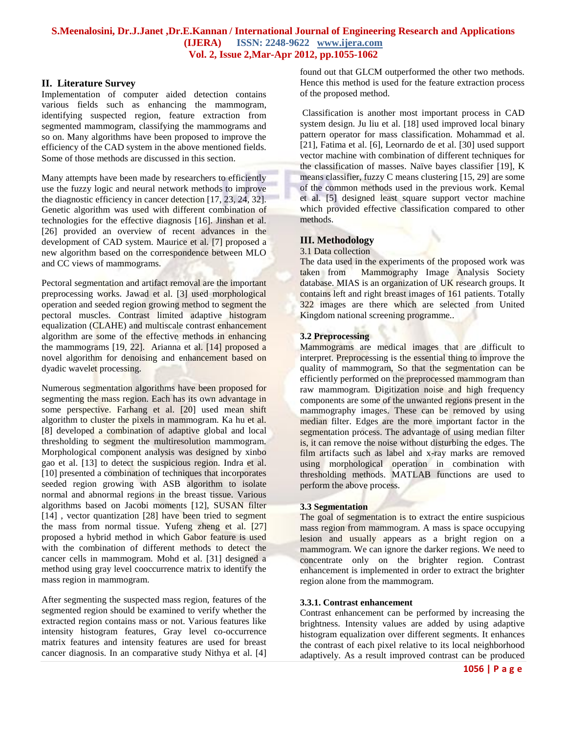## II. Literature Survey

Implementation of computer aided detection contains various fields such as enhancing the mammogram, identifying suspected region, feature extraction from segmented mammogram, classifying the mammograms and so on. Many algorithms have been proposed to improve the efficiency of the CAD system in the above mentioned fields. Some of those methods are discussed in this section.

Many attempts have been made by researchers to efficiently use the fuzzy logic and neural network methods to improve the diagnostic efficiency in cancer detection [17, 23, 24, 32]. Genetic algorithm was used with different combination of technologies for the effective diagnosis [16]. Jinshan et al. [26] provided an overview of recent advances in the development of CAD system. Maurice et al. [7] proposed a new algorithm based on the correspondence between MLO and CC views of mammograms.

Pectoral segmentation and artifact removal are the important preprocessing works. Jawad et al. [3] used morphological operation and seeded region growing method to segment the pectoral muscles. Contrast limited adaptive histogram equalization (CLAHE) and multiscale contrast enhancement algorithm are some of the effective methods in enhancing the mammograms [19, 22]. Arianna et al. [14] proposed a novel algorithm for denoising and enhancement based on dyadic wavelet processing.

Numerous segmentation algorithms have been proposed for segmenting the mass region. Each has its own advantage in some perspective. Farhang et al. [20] used mean shift algorithm to cluster the pixels in mammogram. Ka hu et al. [8] developed a combination of adaptive global and local thresholding to segment the multiresolution mammogram. Morphological component analysis was designed by xinbo gao et al. [13] to detect the suspicious region. Indra et al. [10] presented a combination of techniques that incorporates seeded region growing with ASB algorithm to isolate normal and abnormal regions in the breast tissue. Various algorithms based on Jacobi moments [12], SUSAN filter [14] , vector quantization [28] have been tried to segment the mass from normal tissue. Yufeng zheng et al. [27] proposed a hybrid method in which Gabor feature is used with the combination of different methods to detect the cancer cells in mammogram. Mohd et al. [31] designed a method using gray level cooccurrence matrix to identify the mass region in mammogram.

After segmenting the suspected mass region, features of the segmented region should be examined to verify whether the extracted region contains mass or not. Various features like intensity histogram features, Gray level co-occurrence matrix features and intensity features are used for breast cancer diagnosis. In an comparative study Nithya et al. [4] found out that GLCM outperformed the other two methods. Hence this method is used for the feature extraction process of the proposed method.

Classification is another most important process in CAD system design. Ju liu et al. [18] used improved local binary pattern operator for mass classification. Mohammad et al. [21], Fatima et al. [6], Leornardo de et al. [30] used support vector machine with combination of different techniques for the classification of masses. Naïve bayes classifier [19], K means classifier, fuzzy C means clustering [15, 29] are some of the common methods used in the previous work. Kemal et al. [5] designed least square support vector machine which provided effective classification compared to other methods.

## III. Methodology

3.1 Data collection

The data used in the experiments of the proposed work was taken from Mammography Image Analysis Society database. MIAS is an organization of UK research groups. It contains left and right breast images of 161 patients. Totally 322 images are there which are selected from United Kingdom national screening programme..

### 3.2 Preprocessing

Mammograms are medical images that are difficult to interpret. Preprocessing is the essential thing to improve the quality of mammogram, So that the segmentation can be efficiently performed on the preprocessed mammogram than raw mammogram. Digitization noise and high frequency components are some of the unwanted regions present in the mammography images. These can be removed by using median filter. Edges are the more important factor in the segmentation process. The advantage of using median filter is, it can remove the noise without disturbing the edges. The film artifacts such as label and x-ray marks are removed using morphological operation in combination with thresholding methods. MATLAB functions are used to perform the above process.

### 3.3 Segmentation

The goal of segmentation is to extract the entire suspicious mass region from mammogram. A mass is space occupying lesion and usually appears as a bright region on a mammogram. We can ignore the darker regions. We need to concentrate only on the brighter region. Contrast enhancement is implemented in order to extract the brighter region alone from the mammogram.

#### 3.3.1. Contrast enhancement

Contrast enhancement can be performed by increasing the brightness. Intensity values are added by using adaptive histogram equalization over different segments. It enhances the contrast of each pixel relative to its local neighborhood adaptively. As a result improved contrast can be produced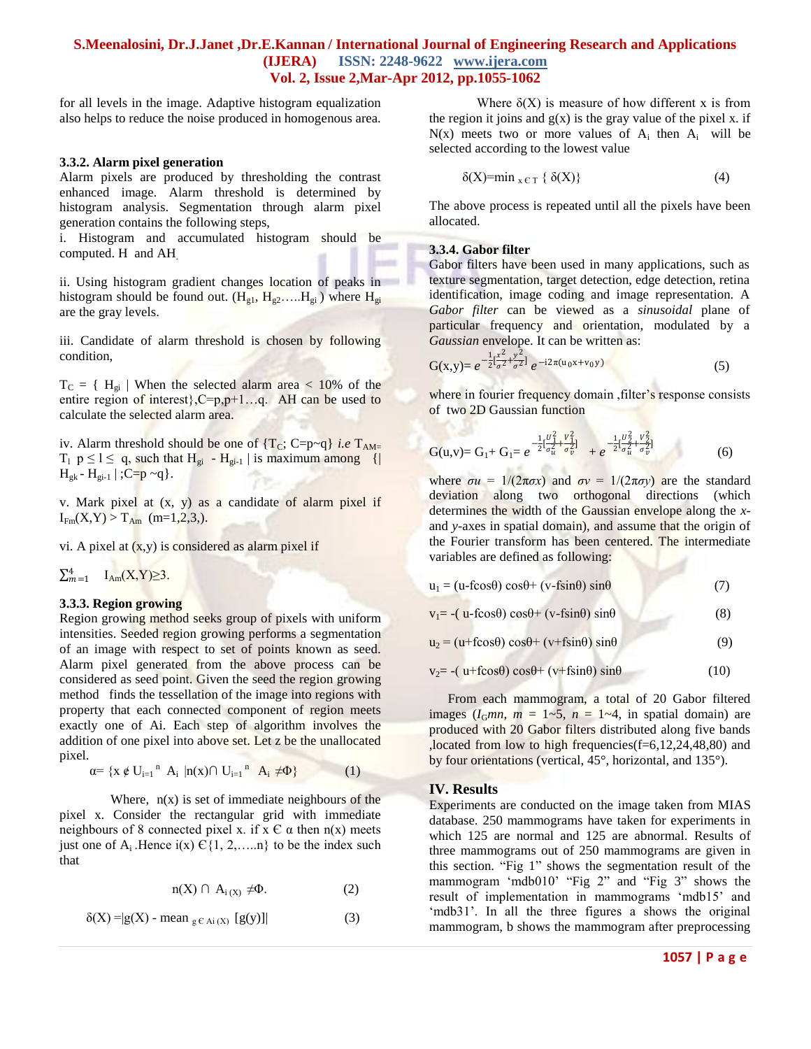for all levels in the image. Adaptive histogram equalization also helps to reduce the noise produced in homogenous area.

### 3.3.2. Alarm pixel generation

Alarm pixels are produced by thresholding the contrast enhanced image. Alarm threshold is determined by histogram analysis. Segmentation through alarm pixel generation contains the following steps,

i. Histogram and accumulated histogram should be computed. H and AH.

ii. Using histogram gradient changes location of peaks in histogram should be found out. ($H_{g1}$, $H_{g2}$…..$H_{gi}$ ) where $H_{gi}$ are the gray levels.

iii. Candidate of alarm threshold is chosen by following condition,

$T_C$ = { $H_{gi}$ | When the selected alarm area < 10% of the entire region of interest},C=p,p+1…q. AH can be used to calculate the selected alarm area.

iv. Alarm threshold should be one of {$T_C$; C=p~q} *i.e* $T_{AM}$= $T_l$ $p \leq l \leq q$, such that $H_{gi}$ - $H_{gi-1}$ | is maximum among {| $H_{gk}$ - $H_{gi-1}$ | ;C=p ~q}.

v. Mark pixel at (x, y) as a candidate of alarm pixel if $I_{Fm}(X,Y) > T_{Am}$ (m=1,2,3,).

vi. A pixel at (x,y) is considered as alarm pixel if

$\sum_{m=1}^{4} I_{Am}(X,Y) \geq 3$.

### 3.3.3. Region growing

Region growing method seeks group of pixels with uniform intensities. Seeded region growing performs a segmentation of an image with respect to set of points known as seed. Alarm pixel generated from the above process can be considered as seed point. Given the seed the region growing method finds the tessellation of the image into regions with property that each connected component of region meets exactly one of Ai. Each step of algorithm involves the addition of one pixel into above set. Let z be the unallocated pixel.

$$\alpha = \{x \notin U_{i=1}^{n} A_i \ | n(x) \cap U_{i=1}^{n} A_i \neq \Phi\} \qquad (1)$$

Where, n(x) is set of immediate neighbours of the pixel x. Consider the rectangular grid with immediate neighbours of 8 connected pixel x. if $x \in \alpha$ then n(x) meets just one of $A_i$ .Hence $i(x) \in \{1, 2,…..n\}$ to be the index such that

$$n(X) \cap A_{i(X)} \neq \Phi. \qquad (2)$$

$$\delta(X) = |g(X) - \text{mean}_{g \in Ai(X)} [g(y)]| \qquad (3)$$

Where δ(X) is measure of how different x is from the region it joins and g(x) is the gray value of the pixel x. if N(x) meets two or more values of $A_i$ then $A_i$ will be selected according to the lowest value

$$\delta(X) = \min_{x \in T} \{ \delta(X)\} \qquad (4)$$

The above process is repeated until all the pixels have been allocated.

### 3.3.4. Gabor filter

Gabor filters have been used in many applications, such as texture segmentation, target detection, edge detection, retina identification, image coding and image representation. A *Gabor filter* can be viewed as a *sinusoidal* plane of particular frequency and orientation, modulated by a *Gaussian* envelope. It can be written as:

$$G(x,y) = e^{-\frac{1}{2}[\frac{x^2}{\sigma^2}+\frac{y^2}{\sigma^2}]} e^{-i2\pi(u_0x+v_0y)} \qquad (5)$$

where in fourier frequency domain ,filter's response consists of two 2D Gaussian function

$$G(u,v) = G_1 + G_1 = e^{-\frac{1}{2}[\frac{U_1^2}{\sigma_u^2}+\frac{V_1^2}{\sigma_v^2}]} + e^{-\frac{1}{2}[\frac{U_2^2}{\sigma_u^2}+\frac{V_2^2}{\sigma_v^2}]} \qquad (6)$$

where $\sigma u = 1/(2\pi\sigma x)$ and $\sigma v = 1/(2\pi\sigma y)$ are the standard deviation along two orthogonal directions (which determines the width of the Gaussian envelope along the *x*- and *y*-axes in spatial domain), and assume that the origin of the Fourier transform has been centered. The intermediate variables are defined as following:

$$u_1 = (u\text{-}f\cos\theta)\cos\theta + (v\text{-}f\sin\theta)\sin\theta \qquad (7)$$

$$v_1 = -( u\text{-}f\cos\theta)\cos\theta + (v\text{-}f\sin\theta)\sin\theta \qquad (8)$$

$$u_2 = (u+f\cos\theta)\cos\theta + (v+f\sin\theta)\sin\theta \qquad (9)$$

$$v_2 = -( u+f\cos\theta)\cos\theta + (v+f\sin\theta)\sin\theta \qquad (10)$$

From each mammogram, a total of 20 Gabor filtered images ($I_Gmn$, $m$ = 1~5, $n$ = 1~4, in spatial domain) are produced with 20 Gabor filters distributed along five bands ,located from low to high frequencies(f=6,12,24,48,80) and by four orientations (vertical, 45°, horizontal, and 135°).

## IV. Results

Experiments are conducted on the image taken from MIAS database. 250 mammograms have taken for experiments in which 125 are normal and 125 are abnormal. Results of three mammograms out of 250 mammograms are given in this section. "Fig 1" shows the segmentation result of the mammogram 'mdb010' "Fig 2" and "Fig 3" shows the result of implementation in mammograms 'mdb15' and 'mdb31'. In all the three figures a shows the original mammogram, b shows the mammogram after preprocessing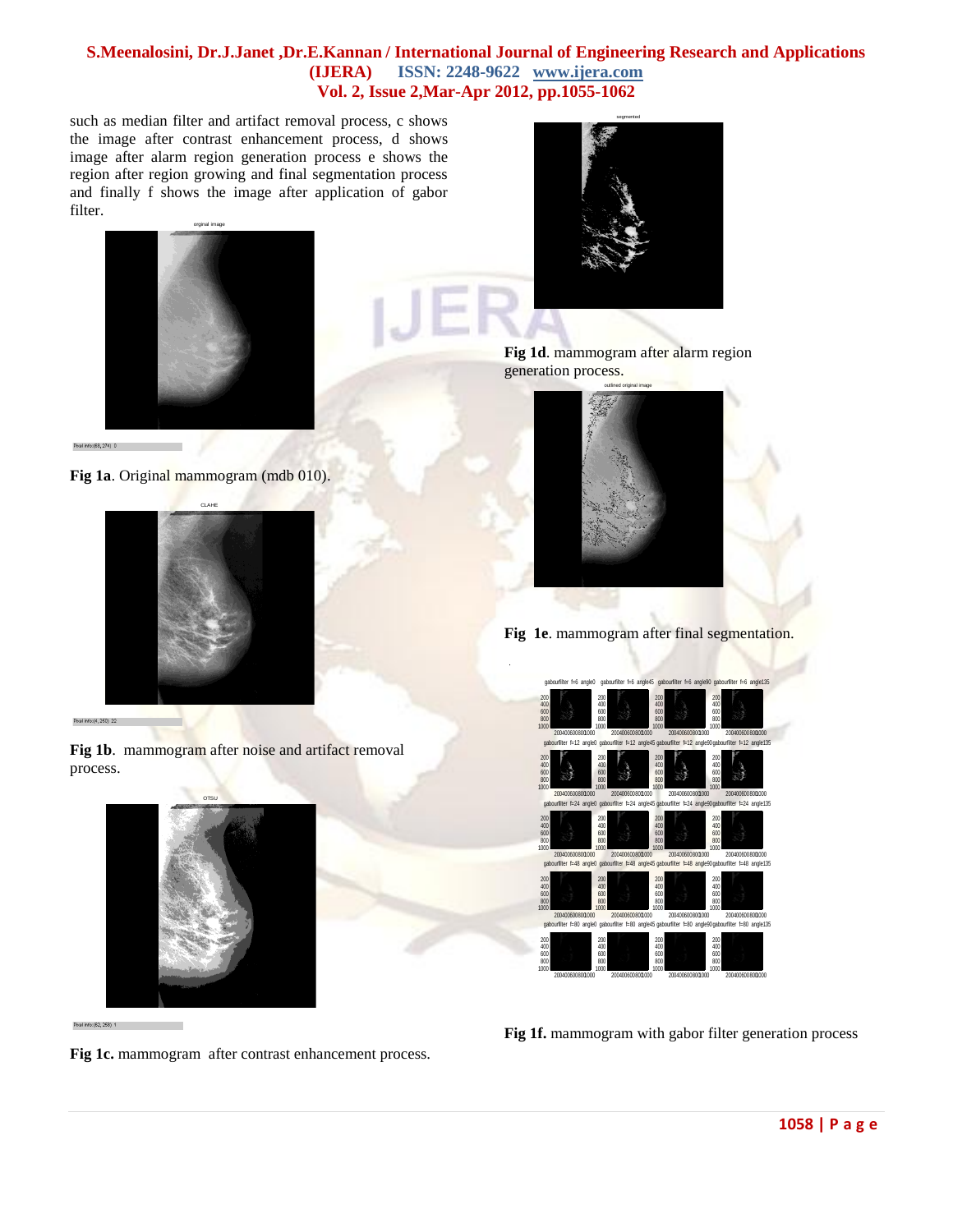such as median filter and artifact removal process, c shows the image after contrast enhancement process, d shows image after alarm region generation process e shows the region after region growing and final segmentation process and finally f shows the image after application of gabor filter.

**Fig 1a**. Original mammogram (mdb 010).

**Fig 1b**. mammogram after noise and artifact removal process.

**Fig 1c.** mammogram after contrast enhancement process.

**Fig 1d**. mammogram after alarm region generation process.

**Fig 1e**. mammogram after final segmentation.

**Fig 1f.** mammogram with gabor filter generation process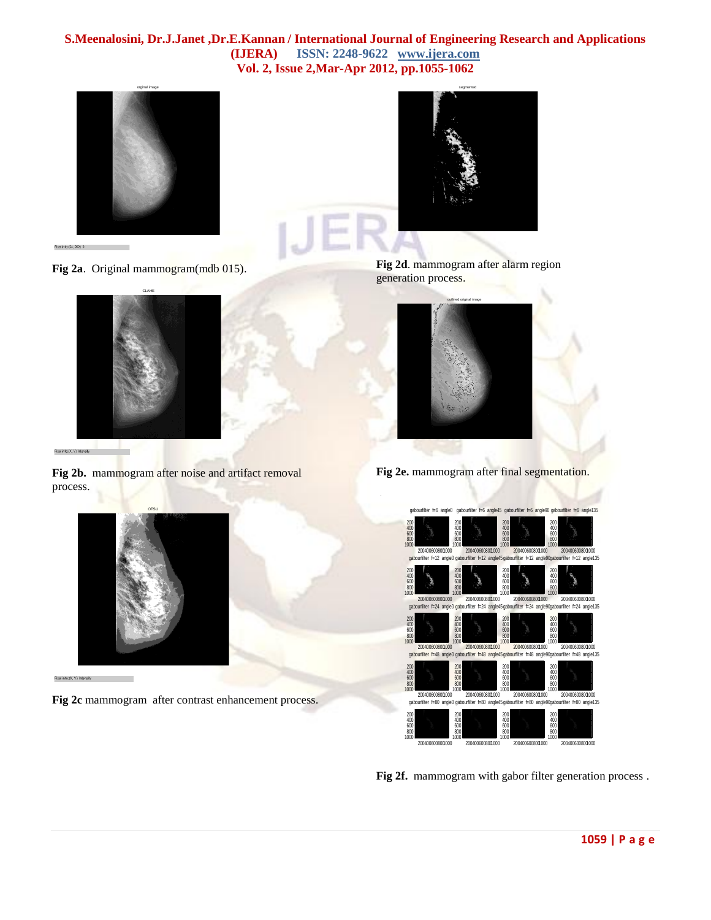**Fig 2a**. Original mammogram(mdb 015).

**Fig 2b.** mammogram after noise and artifact removal process.

**Fig 2c** mammogram after contrast enhancement process.

**Fig 2d**. mammogram after alarm region generation process.

**Fig 2e.** mammogram after final segmentation.

**Fig 2f.** mammogram with gabor filter generation process .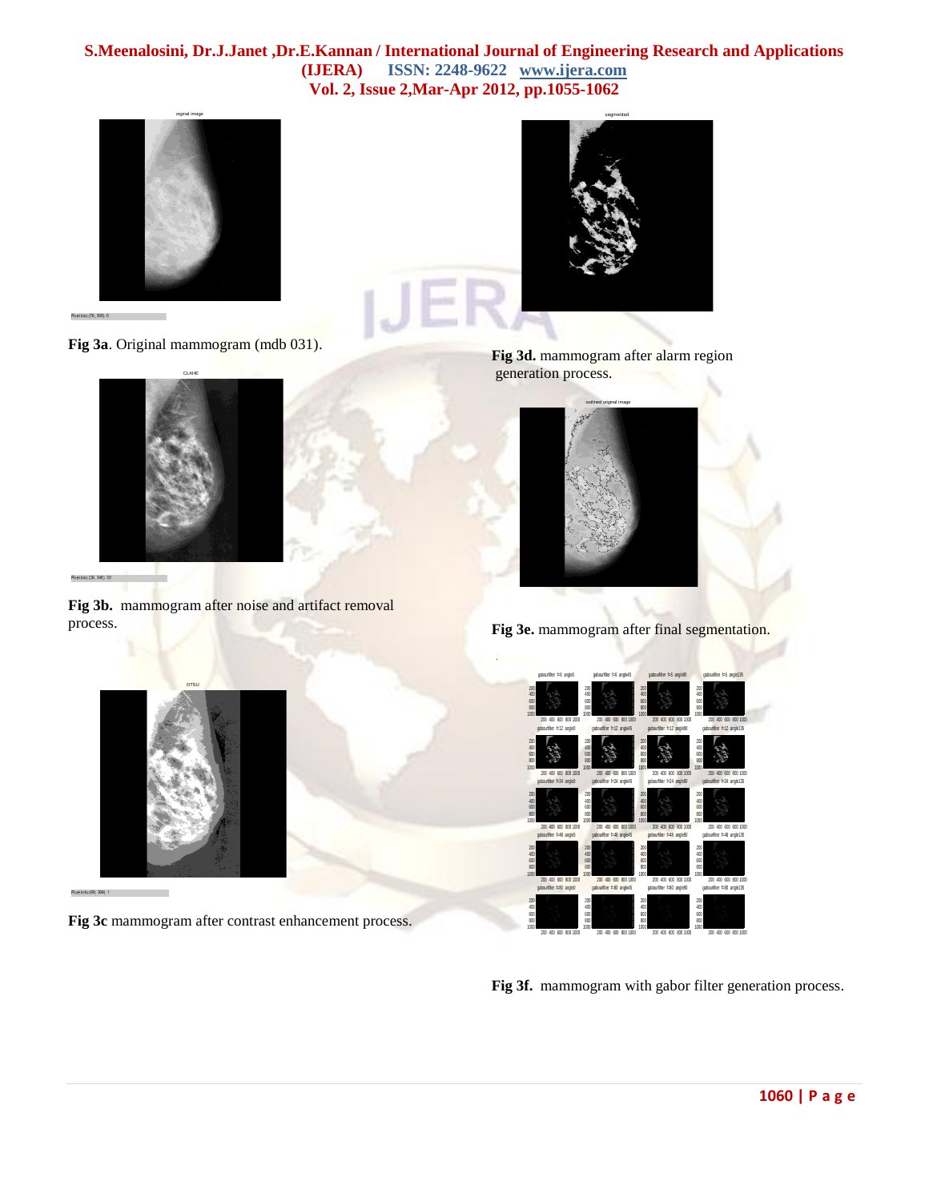Fig 3a. Original mammogram (mdb 031).

Fig 3b. mammogram after noise and artifact removal process.

Fig 3c mammogram after contrast enhancement process.

Fig 3d. mammogram after alarm region generation process.

Fig 3e. mammogram after final segmentation.

Fig 3f. mammogram with gabor filter generation process.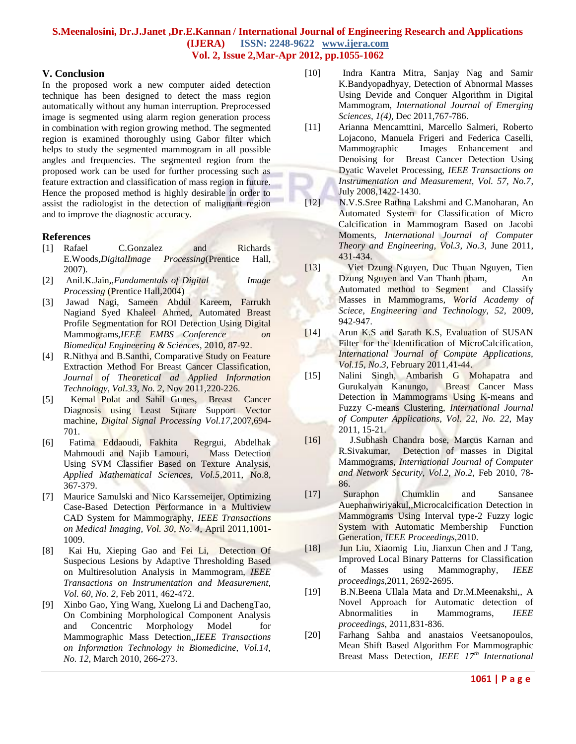## V. Conclusion

In the proposed work a new computer aided detection technique has been designed to detect the mass region automatically without any human interruption. Preprocessed image is segmented using alarm region generation process in combination with region growing method. The segmented region is examined thoroughly using Gabor filter which helps to study the segmented mammogram in all possible angles and frequencies. The segmented region from the proposed work can be used for further processing such as feature extraction and classification of mass region in future. Hence the proposed method is highly desirable in order to assist the radiologist in the detection of malignant region and to improve the diagnostic accuracy.

## References

[1] Rafael C.Gonzalez and Richards E.Woods,*DigitalImage Processing*(Prentice Hall, 2007).

[2] Anil.K.Jain,,*Fundamentals of Digital Image Processing* (Prentice Hall,2004)

[3] Jawad Nagi, Sameen Abdul Kareem, Farrukh Nagiand Syed Khaleel Ahmed, Automated Breast Profile Segmentation for ROI Detection Using Digital Mammograms,*IEEE EMBS Conference on Biomedical Engineering & Sciences*, 2010, 87-92.

[4] R.Nithya and B.Santhi, Comparative Study on Feature Extraction Method For Breast Cancer Classification, *Journal of Theoretical ad Applied Information Technology, Vol.33, No. 2*, Nov 2011,220-226.

[5] Kemal Polat and Sahil Gunes, Breast Cancer Diagnosis using Least Square Support Vector machine, *Digital Signal Processing Vol.17*,2007,694-701.

[6] Fatima Eddaoudi, Fakhita Regrgui, Abdelhak Mahmoudi and Najib Lamouri, Mass Detection Using SVM Classifier Based on Texture Analysis, *Applied Mathematical Sciences, Vol.5*,2011, No.8, 367-379.

[7] Maurice Samulski and Nico Karssemeijer, Optimizing Case-Based Detection Performance in a Multiview CAD System for Mammography, *IEEE Transactions on Medical Imaging, Vol. 30, No. 4*, April 2011,1001-1009.

[8] Kai Hu, Xieping Gao and Fei Li, Detection Of Suspecious Lesions by Adaptive Thresholding Based on Multiresolution Analysis in Mammogram, *IEEE Transactions on Instrumentation and Measurement, Vol. 60, No. 2*, Feb 2011, 462-472.

[9] Xinbo Gao, Ying Wang, Xuelong Li and DachengTao, On Combining Morphological Component Analysis and Concentric Morphology Model for Mammographic Mass Detection,,*IEEE Transactions on Information Technology in Biomedicine, Vol.14, No. 12*, March 2010, 266-273.

[10] Indra Kantra Mitra, Sanjay Nag and Samir K.Bandyopadhyay, Detection of Abnormal Masses Using Devide and Conquer Algorithm in Digital Mammogram, *International Journal of Emerging Sciences, 1(4)*, Dec 2011,767-786.

[11] Arianna Mencamttini, Marcello Salmeri, Roberto Lojacono, Manuela Frigeri and Federica Caselli, Mammographic Images Enhancement and Denoising for Breast Cancer Detection Using Dyatic Wavelet Processing, *IEEE Transactions on Instrumentation and Measurement, Vol. 57, No.7*, July 2008,1422-1430.

[12] N.V.S.Sree Rathna Lakshmi and C.Manoharan, An Automated System for Classification of Micro Calcification in Mammogram Based on Jacobi Moments, *International Journal of Computer Theory and Engineering, Vol.3, No.3*, June 2011, 431-434.

[13] Viet Dzung Nguyen, Duc Thuan Nguyen, Tien Dzung Nguyen and Van Thanh pham, An Automated method to Segment and Classify Masses in Mammograms, *World Academy of Sciece, Engineering and Technology, 52*, 2009, 942-947.

[14] Arun K.S and Sarath K.S, Evaluation of SUSAN Filter for the Identification of MicroCalcification, *International Journal of Compute Applications, Vol.15, No.3*, February 2011,41-44.

[15] Nalini Singh, Ambarish G Mohapatra and Gurukalyan Kanungo, Breast Cancer Mass Detection in Mammograms Using K-means and Fuzzy C-means Clustering, *International Journal of Computer Applications, Vol. 22, No. 22*, May 2011, 15-21.

[16] J.Subhash Chandra bose, Marcus Karnan and R.Sivakumar, Detection of masses in Digital Mammograms, *International Journal of Computer and Network Security, Vol.2, No.2*, Feb 2010, 78-86.

[17] Suraphon Chumklin and Sansanee Auephanwiriyakul,,Microcalcification Detection in Mammograms Using Interval type-2 Fuzzy logic System with Automatic Membership Function Generation, *IEEE Proceedings*,2010.

[18] Jun Liu, Xiaomig Liu, Jianxun Chen and J Tang, Improved Local Binary Patterns for Classification of Masses using Mammography, *IEEE proceedings*,2011, 2692-2695.

[19] B.N.Beena Ullala Mata and Dr.M.Meenakshi,, A Novel Approach for Automatic detection of Abnormalities in Mammograms, *IEEE proceedings*, 2011,831-836.

[20] Farhang Sahba and anastaios Veetsanopoulos, Mean Shift Based Algorithm For Mammographic Breast Mass Detection, *IEEE 17th International*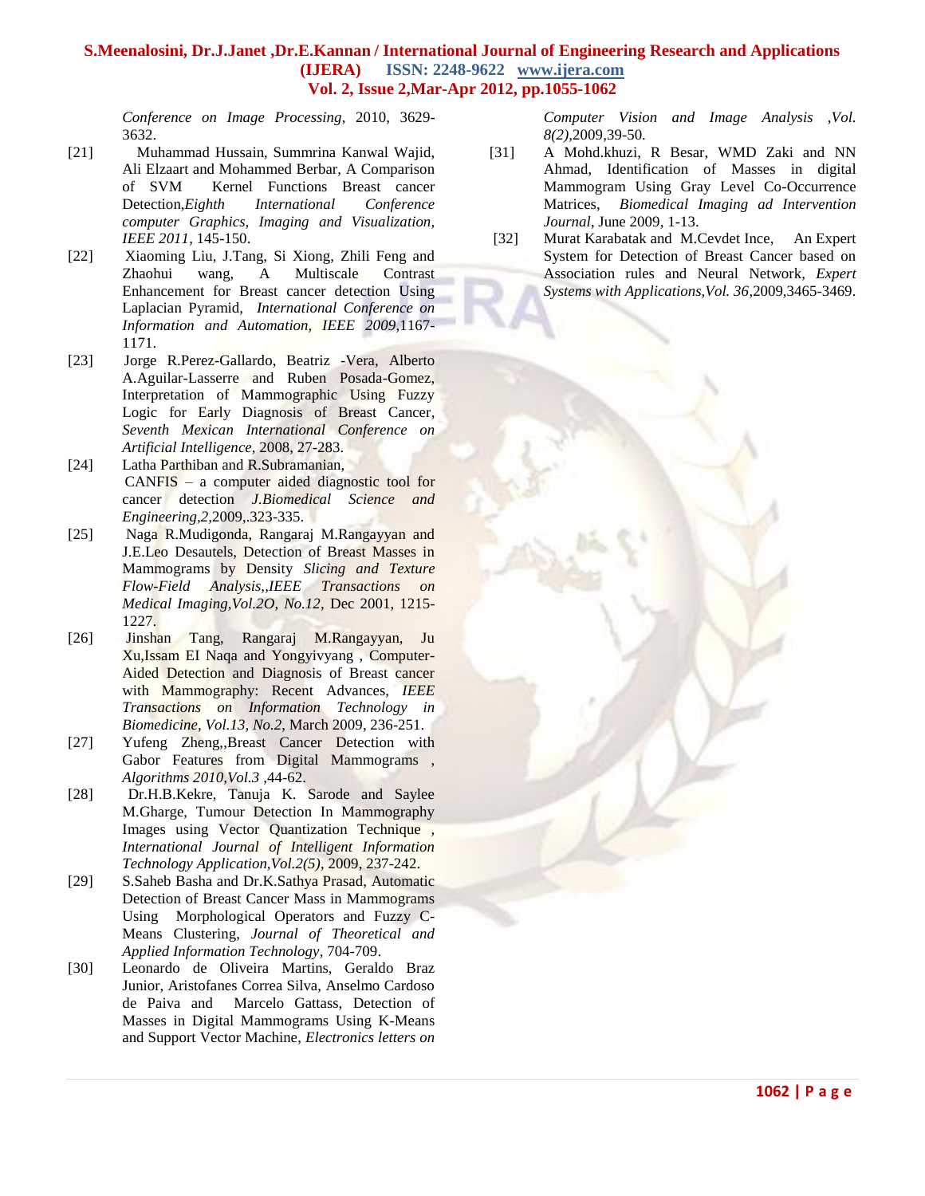*Conference on Image Processing*, 2010, 3629-3632.

[21] Muhammad Hussain, Summrina Kanwal Wajid, Ali Elzaart and Mohammed Berbar, A Comparison of SVM Kernel Functions Breast cancer Detection,*Eighth International Conference computer Graphics, Imaging and Visualization, IEEE 2011*, 145-150.

[22] Xiaoming Liu, J.Tang, Si Xiong, Zhili Feng and Zhaohui wang, A Multiscale Contrast Enhancement for Breast cancer detection Using Laplacian Pyramid, *International Conference on Information and Automation, IEEE 2009*,1167-1171.

[23] Jorge R.Perez-Gallardo, Beatriz -Vera, Alberto A.Aguilar-Lasserre and Ruben Posada-Gomez, Interpretation of Mammographic Using Fuzzy Logic for Early Diagnosis of Breast Cancer, *Seventh Mexican International Conference on Artificial Intelligence*, 2008, 27-283.

[24] Latha Parthiban and R.Subramanian, CANFIS – a computer aided diagnostic tool for cancer detection *J.Biomedical Science and Engineering,2*,2009,.323-335.

[25] Naga R.Mudigonda, Rangaraj M.Rangayyan and J.E.Leo Desautels, Detection of Breast Masses in Mammograms by Density *Slicing and Texture Flow-Field Analysis,,IEEE Transactions on Medical Imaging,Vol.2O, No.12*, Dec 2001, 1215-1227.

[26] Jinshan Tang, Rangaraj M.Rangayyan, Ju Xu,Issam EI Naqa and Yongyivyang , Computer-Aided Detection and Diagnosis of Breast cancer with Mammography: Recent Advances, *IEEE Transactions on Information Technology in Biomedicine, Vol.13, No.2*, March 2009, 236-251.

[27] Yufeng Zheng,,Breast Cancer Detection with Gabor Features from Digital Mammograms , *Algorithms 2010,Vol.3* ,44-62.

[28] Dr.H.B.Kekre, Tanuja K. Sarode and Saylee M.Gharge, Tumour Detection In Mammography Images using Vector Quantization Technique , *International Journal of Intelligent Information Technology Application,Vol.2(5)*, 2009, 237-242.

[29] S.Saheb Basha and Dr.K.Sathya Prasad, Automatic Detection of Breast Cancer Mass in Mammograms Using Morphological Operators and Fuzzy C-Means Clustering, *Journal of Theoretical and Applied Information Technology*, 704-709.

[30] Leonardo de Oliveira Martins, Geraldo Braz Junior, Aristofanes Correa Silva, Anselmo Cardoso de Paiva and Marcelo Gattass, Detection of Masses in Digital Mammograms Using K-Means and Support Vector Machine, *Electronics letters on Computer Vision and Image Analysis ,Vol. 8(2)*,2009,39-50.

[31] A Mohd.khuzi, R Besar, WMD Zaki and NN Ahmad, Identification of Masses in digital Mammogram Using Gray Level Co-Occurrence Matrices, *Biomedical Imaging ad Intervention Journal*, June 2009, 1-13.

[32] Murat Karabatak and M.Cevdet Ince, An Expert System for Detection of Breast Cancer based on Association rules and Neural Network, *Expert Systems with Applications,Vol. 36*,2009,3465-3469.